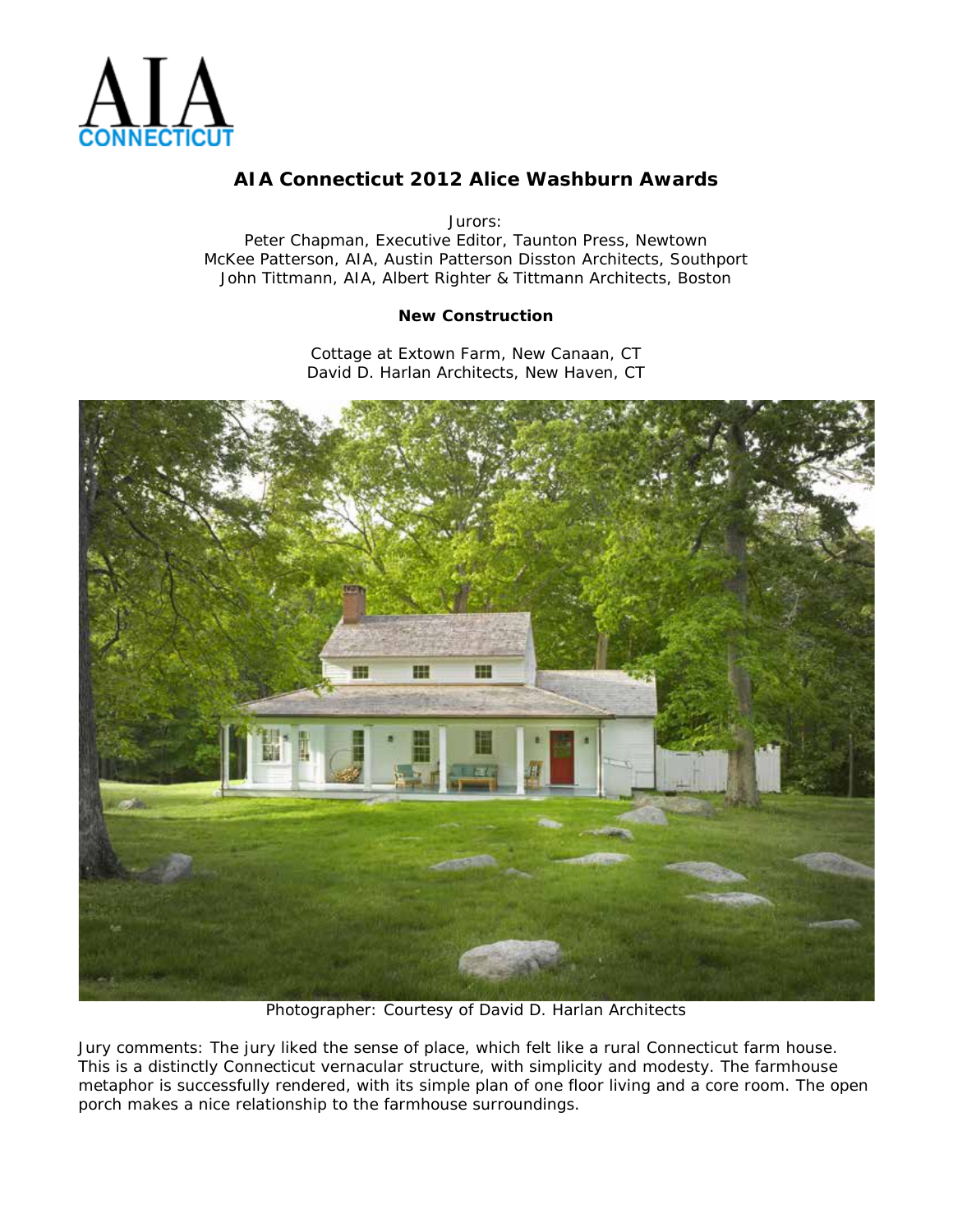AIA CONNECTICUT

# AIA Connecticut 2012 Alice Washburn Awards

Jurors:
Peter Chapman, Executive Editor, Taunton Press, Newtown
McKee Patterson, AIA, Austin Patterson Disston Architects, Southport
John Tittmann, AIA, Albert Righter & Tittmann Architects, Boston

## New Construction

Cottage at Extown Farm, New Canaan, CT
David D. Harlan Architects, New Haven, CT

Photographer: Courtesy of David D. Harlan Architects

*Jury comments: The jury liked the sense of place, which felt like a rural Connecticut farm house. This is a distinctly Connecticut vernacular structure, with simplicity and modesty. The farmhouse metaphor is successfully rendered, with its simple plan of one floor living and a core room. The open porch makes a nice relationship to the farmhouse surroundings.*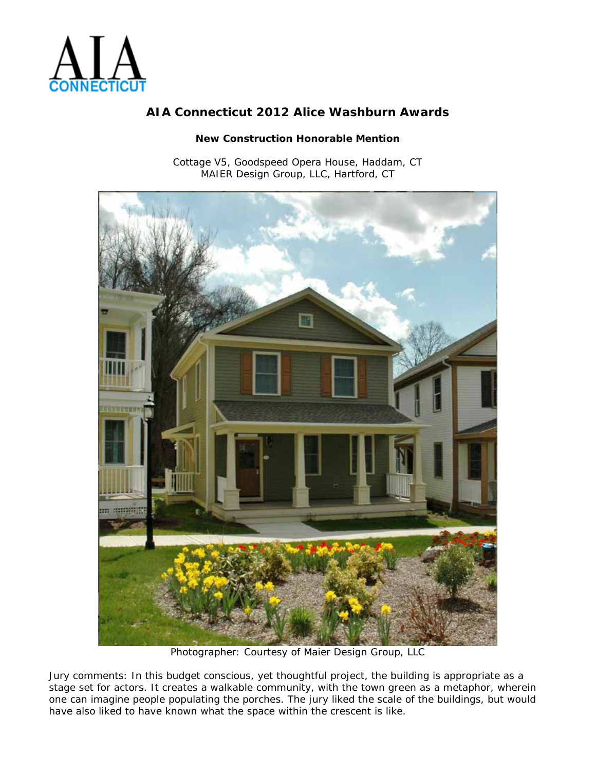# AIA Connecticut 2012 Alice Washburn Awards

### New Construction Honorable Mention

Cottage V5, Goodspeed Opera House, Haddam, CT
MAIER Design Group, LLC, Hartford, CT

Photographer: Courtesy of Maier Design Group, LLC

Jury comments: In this budget conscious, yet thoughtful project, the building is appropriate as a stage set for actors. It creates a walkable community, with the town green as a metaphor, wherein one can imagine people populating the porches. The jury liked the scale of the buildings, but would have also liked to have known what the space within the crescent is like.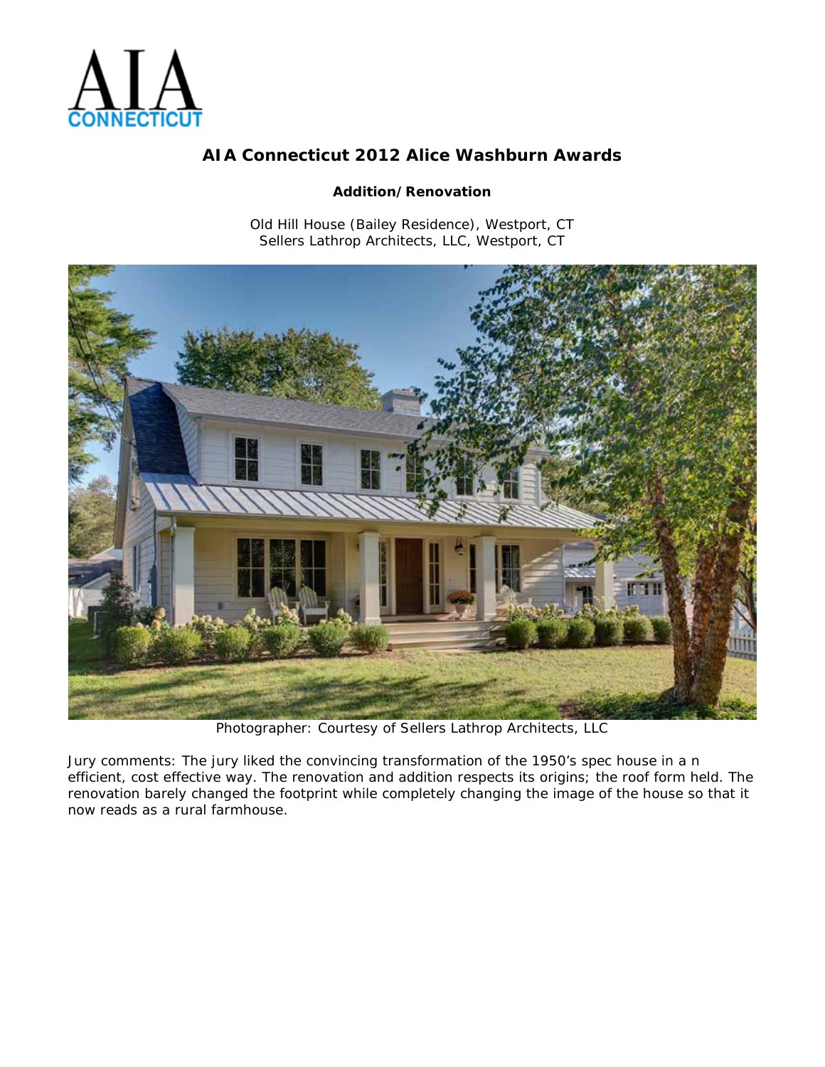# AIA Connecticut 2012 Alice Washburn Awards

**Addition/Renovation**

Old Hill House (Bailey Residence), Westport, CT
Sellers Lathrop Architects, LLC, Westport, CT

Photographer: Courtesy of Sellers Lathrop Architects, LLC

Jury comments: The jury liked the convincing transformation of the 1950's spec house in a n efficient, cost effective way. The renovation and addition respects its origins; the roof form held. The renovation barely changed the footprint while completely changing the image of the house so that it now reads as a rural farmhouse.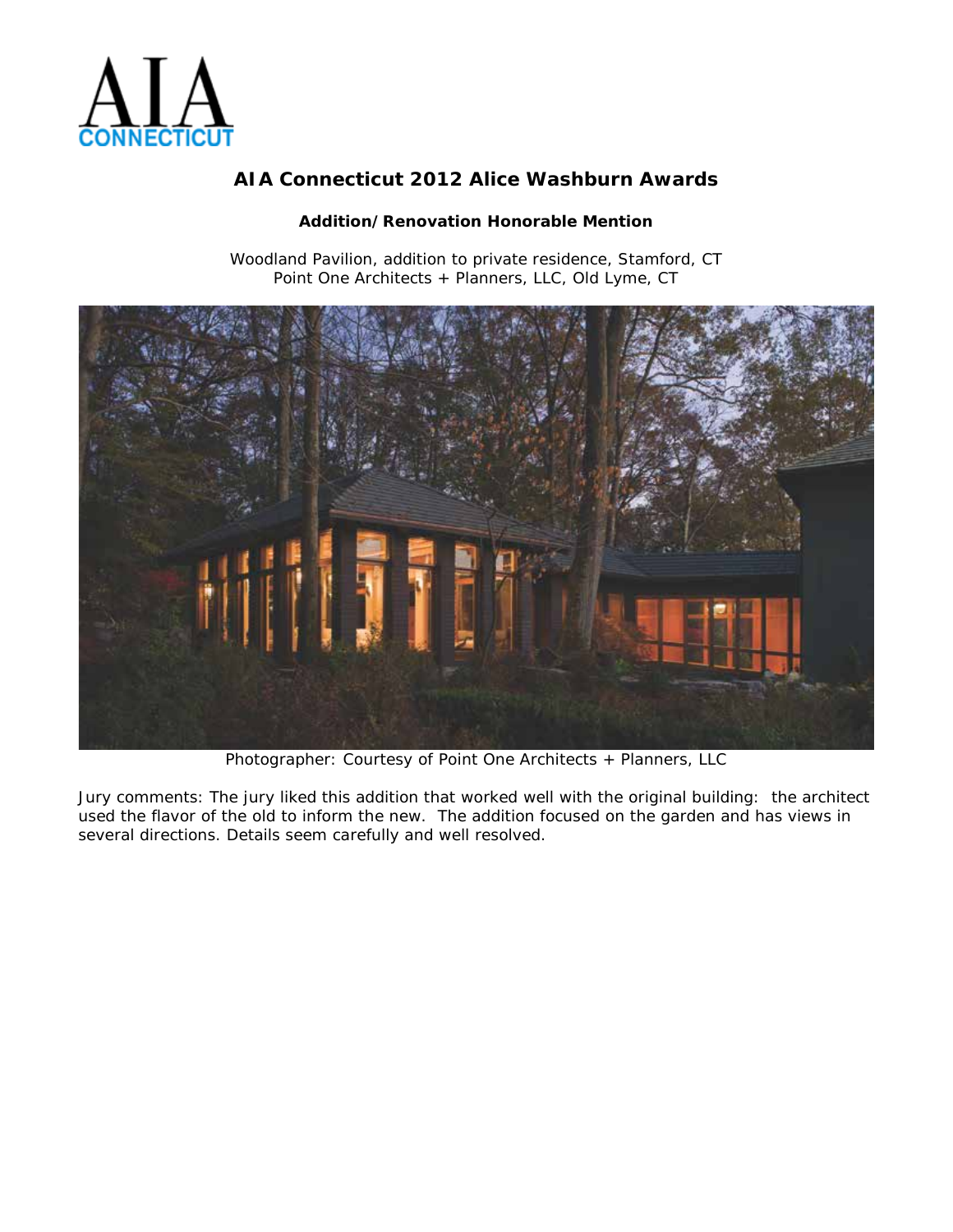AIA CONNECTICUT

# AIA Connecticut 2012 Alice Washburn Awards

**Addition/Renovation Honorable Mention**

Woodland Pavilion, addition to private residence, Stamford, CT
Point One Architects + Planners, LLC, Old Lyme, CT

Photographer: Courtesy of Point One Architects + Planners, LLC

Jury comments: The jury liked this addition that worked well with the original building: the architect used the flavor of the old to inform the new. The addition focused on the garden and has views in several directions. Details seem carefully and well resolved.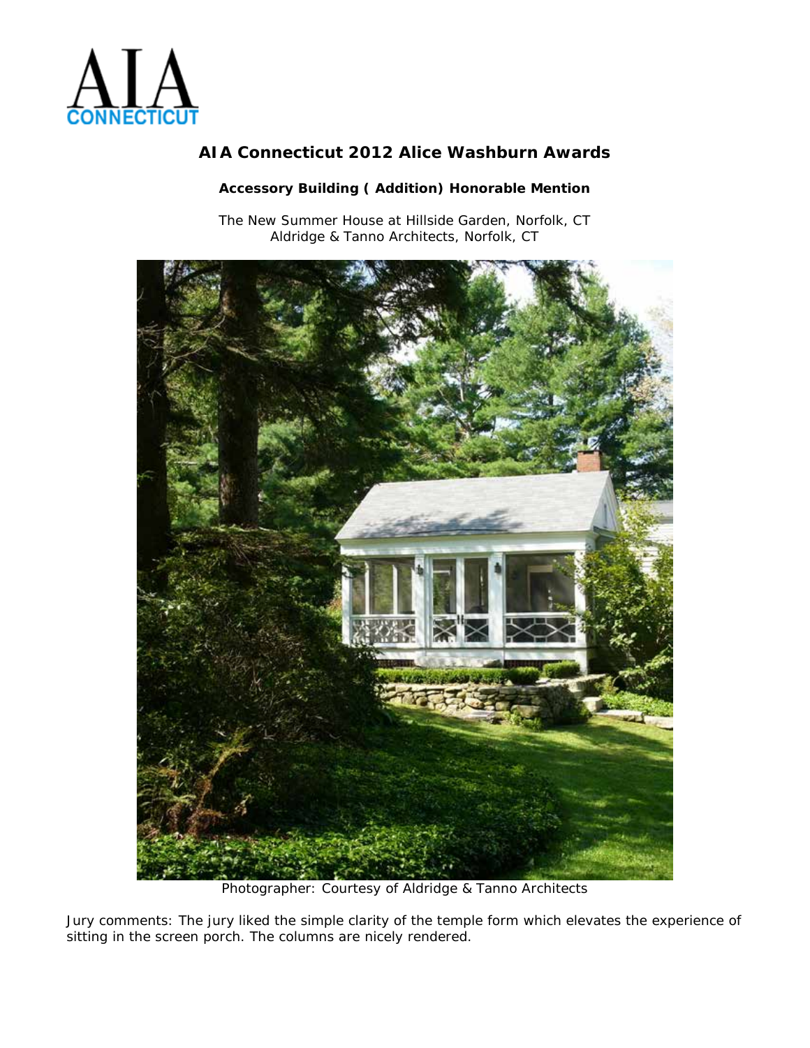AIA CONNECTICUT

# AIA Connecticut 2012 Alice Washburn Awards

**Accessory Building ( Addition) Honorable Mention**

The New Summer House at Hillside Garden, Norfolk, CT
Aldridge & Tanno Architects, Norfolk, CT

Photographer: Courtesy of Aldridge & Tanno Architects

Jury comments: The jury liked the simple clarity of the temple form which elevates the experience of sitting in the screen porch. The columns are nicely rendered.